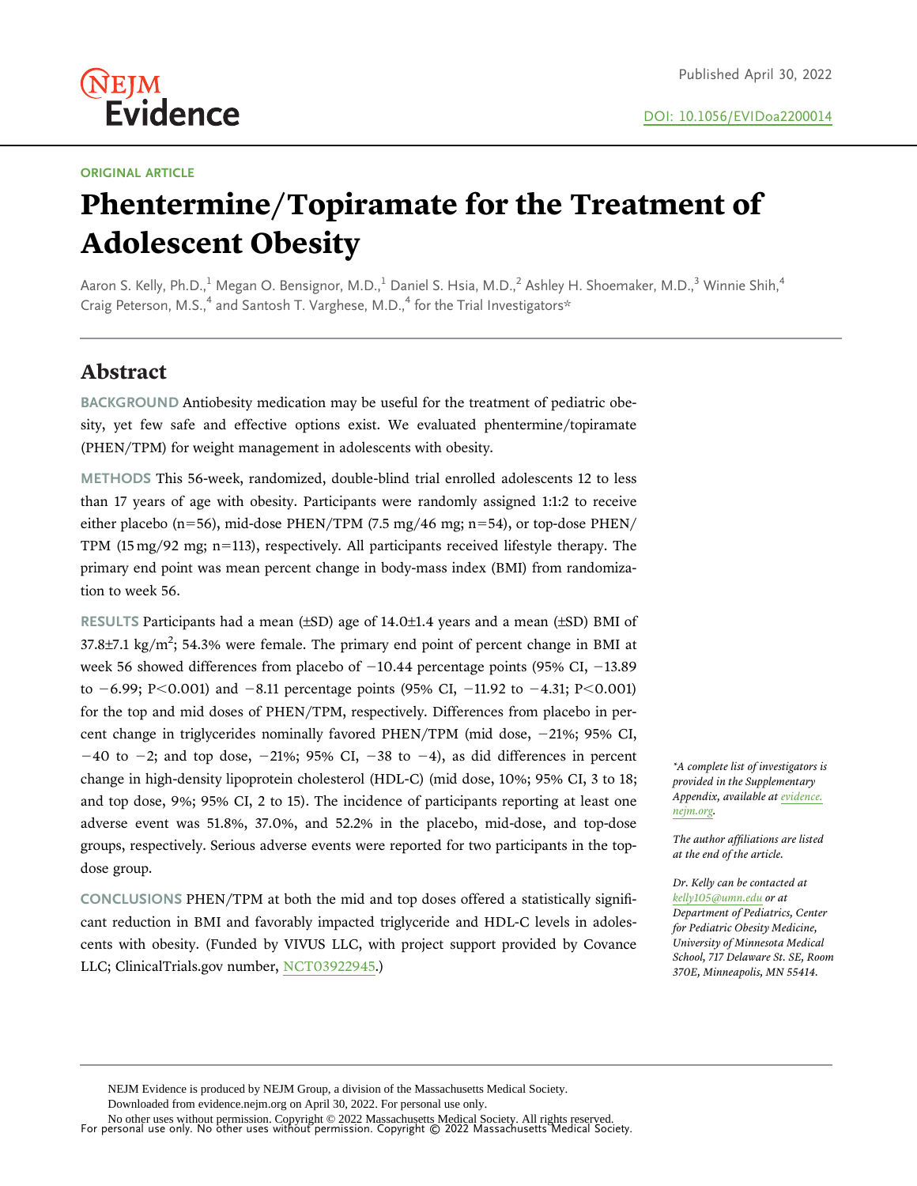NEJM Evidence

Published April 30, 2022

DOI: 10.1056/EVIDoa2200014

ORIGINAL ARTICLE

# Phentermine/Topiramate for the Treatment of Adolescent Obesity

Aaron S. Kelly, Ph.D.,[1] Megan O. Bensignor, M.D.,[1] Daniel S. Hsia, M.D.,[2] Ashley H. Shoemaker, M.D.,[3] Winnie Shih,[4] Craig Peterson, M.S.,[4] and Santosh T. Varghese, M.D.,[4] for the Trial Investigators*

## Abstract

**BACKGROUND** Antiobesity medication may be useful for the treatment of pediatric obesity, yet few safe and effective options exist. We evaluated phentermine/topiramate (PHEN/TPM) for weight management in adolescents with obesity.

**METHODS** This 56-week, randomized, double-blind trial enrolled adolescents 12 to less than 17 years of age with obesity. Participants were randomly assigned 1:1:2 to receive either placebo (n=56), mid-dose PHEN/TPM (7.5 mg/46 mg; n=54), or top-dose PHEN/TPM (15 mg/92 mg; n=113), respectively. All participants received lifestyle therapy. The primary end point was mean percent change in body-mass index (BMI) from randomization to week 56.

**RESULTS** Participants had a mean (±SD) age of 14.0±1.4 years and a mean (±SD) BMI of 37.8±7.1 kg/m$^2$; 54.3% were female. The primary end point of percent change in BMI at week 56 showed differences from placebo of −10.44 percentage points (95% CI, −13.89 to −6.99; P<0.001) and −8.11 percentage points (95% CI, −11.92 to −4.31; P<0.001) for the top and mid doses of PHEN/TPM, respectively. Differences from placebo in percent change in triglycerides nominally favored PHEN/TPM (mid dose, −21%; 95% CI, −40 to −2; and top dose, −21%; 95% CI, −38 to −4), as did differences in percent change in high-density lipoprotein cholesterol (HDL-C) (mid dose, 10%; 95% CI, 3 to 18; and top dose, 9%; 95% CI, 2 to 15). The incidence of participants reporting at least one adverse event was 51.8%, 37.0%, and 52.2% in the placebo, mid-dose, and top-dose groups, respectively. Serious adverse events were reported for two participants in the top-dose group.

**CONCLUSIONS** PHEN/TPM at both the mid and top doses offered a statistically significant reduction in BMI and favorably impacted triglyceride and HDL-C levels in adolescents with obesity. (Funded by VIVUS LLC, with project support provided by Covance LLC; ClinicalTrials.gov number, NCT03922945.)

*\*A complete list of investigators is provided in the Supplementary Appendix, available at evidence.nejm.org.*

*The author affiliations are listed at the end of the article.*

*Dr. Kelly can be contacted at kelly105@umn.edu or at Department of Pediatrics, Center for Pediatric Obesity Medicine, University of Minnesota Medical School, 717 Delaware St. SE, Room 370E, Minneapolis, MN 55414.*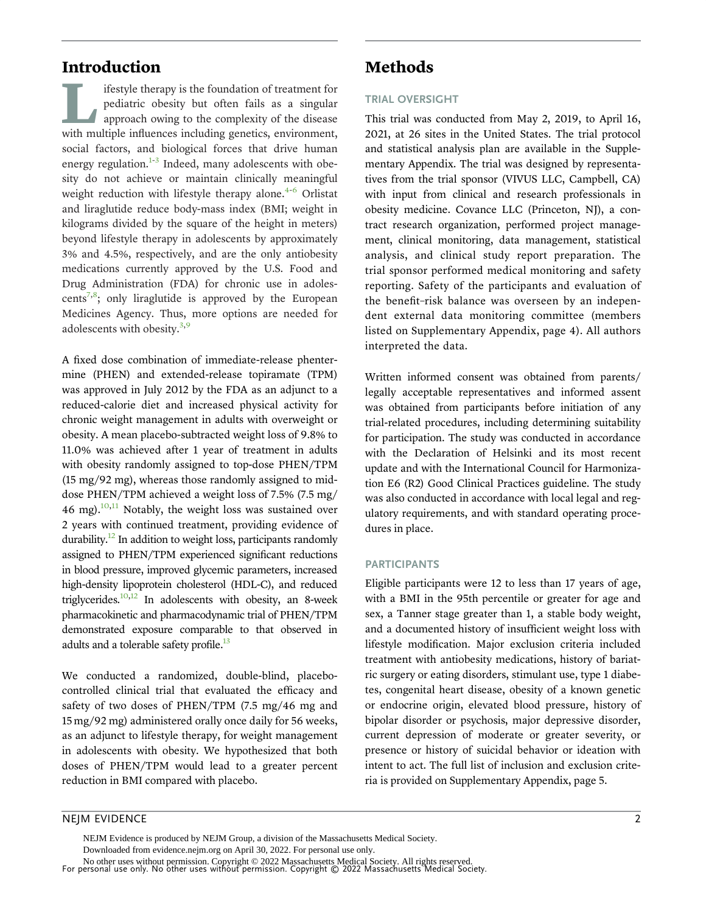## Introduction

Lifestyle therapy is the foundation of treatment for pediatric obesity but often fails as a singular approach owing to the complexity of the disease with multiple influences including genetics, environment, social factors, and biological forces that drive human energy regulation.[1-3] Indeed, many adolescents with obesity do not achieve or maintain clinically meaningful weight reduction with lifestyle therapy alone.[4-6] Orlistat and liraglutide reduce body-mass index (BMI; weight in kilograms divided by the square of the height in meters) beyond lifestyle therapy in adolescents by approximately 3% and 4.5%, respectively, and are the only antiobesity medications currently approved by the U.S. Food and Drug Administration (FDA) for chronic use in adolescents[7,8]; only liraglutide is approved by the European Medicines Agency. Thus, more options are needed for adolescents with obesity.[3,9]

A fixed dose combination of immediate-release phentermine (PHEN) and extended-release topiramate (TPM) was approved in July 2012 by the FDA as an adjunct to a reduced-calorie diet and increased physical activity for chronic weight management in adults with overweight or obesity. A mean placebo-subtracted weight loss of 9.8% to 11.0% was achieved after 1 year of treatment in adults with obesity randomly assigned to top-dose PHEN/TPM (15 mg/92 mg), whereas those randomly assigned to mid-dose PHEN/TPM achieved a weight loss of 7.5% (7.5 mg/46 mg).[10,11] Notably, the weight loss was sustained over 2 years with continued treatment, providing evidence of durability.[12] In addition to weight loss, participants randomly assigned to PHEN/TPM experienced significant reductions in blood pressure, improved glycemic parameters, increased high-density lipoprotein cholesterol (HDL-C), and reduced triglycerides.[10,12] In adolescents with obesity, an 8-week pharmacokinetic and pharmacodynamic trial of PHEN/TPM demonstrated exposure comparable to that observed in adults and a tolerable safety profile.[13]

We conducted a randomized, double-blind, placebo-controlled clinical trial that evaluated the efficacy and safety of two doses of PHEN/TPM (7.5 mg/46 mg and 15 mg/92 mg) administered orally once daily for 56 weeks, as an adjunct to lifestyle therapy, for weight management in adolescents with obesity. We hypothesized that both doses of PHEN/TPM would lead to a greater percent reduction in BMI compared with placebo.

## Methods

### TRIAL OVERSIGHT

This trial was conducted from May 2, 2019, to April 16, 2021, at 26 sites in the United States. The trial protocol and statistical analysis plan are available in the Supplementary Appendix. The trial was designed by representatives from the trial sponsor (VIVUS LLC, Campbell, CA) with input from clinical and research professionals in obesity medicine. Covance LLC (Princeton, NJ), a contract research organization, performed project management, clinical monitoring, data management, statistical analysis, and clinical study report preparation. The trial sponsor performed medical monitoring and safety reporting. Safety of the participants and evaluation of the benefit–risk balance was overseen by an independent external data monitoring committee (members listed on Supplementary Appendix, page 4). All authors interpreted the data.

Written informed consent was obtained from parents/legally acceptable representatives and informed assent was obtained from participants before initiation of any trial-related procedures, including determining suitability for participation. The study was conducted in accordance with the Declaration of Helsinki and its most recent update and with the International Council for Harmonization E6 (R2) Good Clinical Practices guideline. The study was also conducted in accordance with local legal and regulatory requirements, and with standard operating procedures in place.

### PARTICIPANTS

Eligible participants were 12 to less than 17 years of age, with a BMI in the 95th percentile or greater for age and sex, a Tanner stage greater than 1, a stable body weight, and a documented history of insufficient weight loss with lifestyle modification. Major exclusion criteria included treatment with antiobesity medications, history of bariatric surgery or eating disorders, stimulant use, type 1 diabetes, congenital heart disease, obesity of a known genetic or endocrine origin, elevated blood pressure, history of bipolar disorder or psychosis, major depressive disorder, current depression of moderate or greater severity, or presence or history of suicidal behavior or ideation with intent to act. The full list of inclusion and exclusion criteria is provided on Supplementary Appendix, page 5.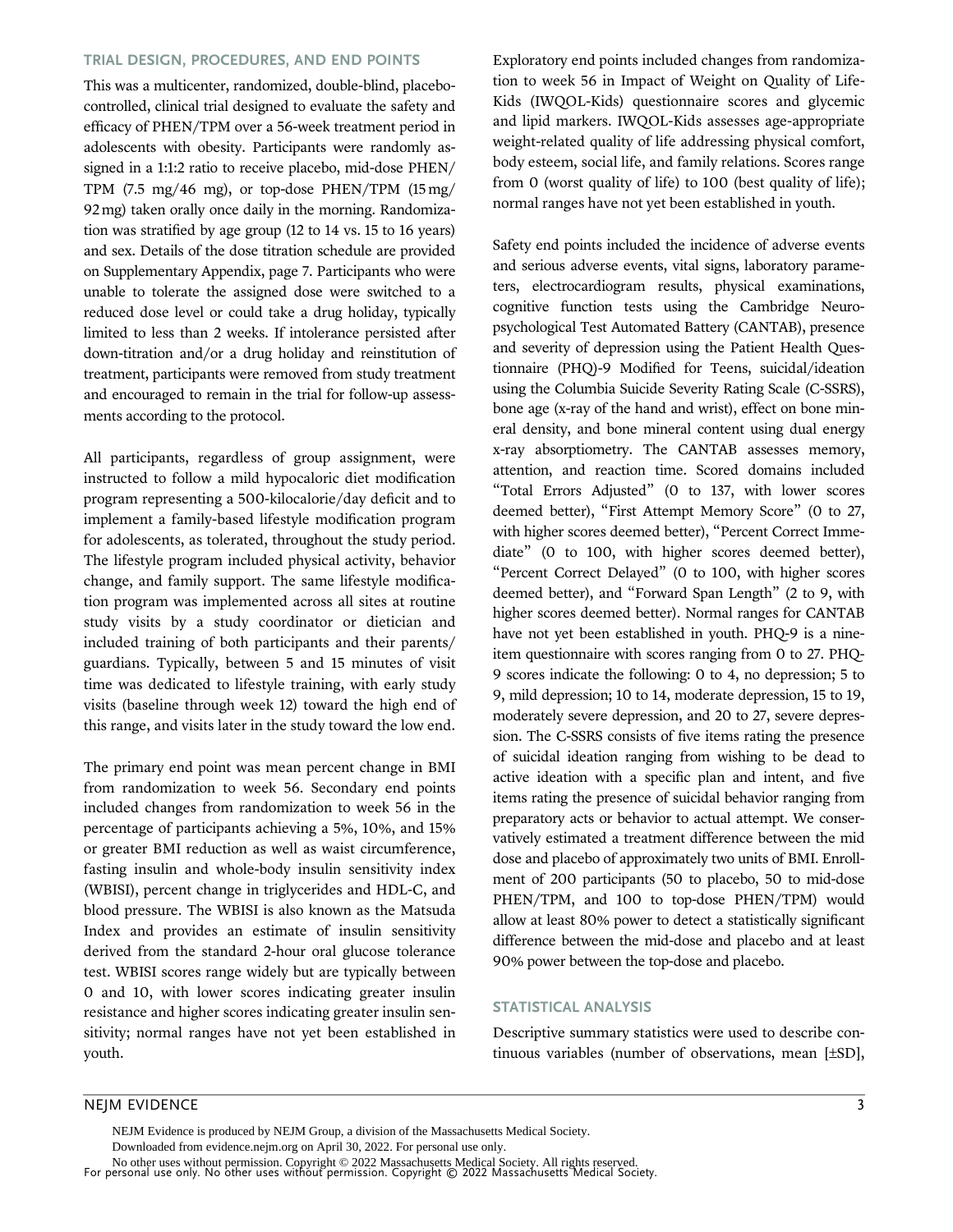### TRIAL DESIGN, PROCEDURES, AND END POINTS

This was a multicenter, randomized, double-blind, placebo-controlled, clinical trial designed to evaluate the safety and efficacy of PHEN/TPM over a 56-week treatment period in adolescents with obesity. Participants were randomly assigned in a 1:1:2 ratio to receive placebo, mid-dose PHEN/TPM (7.5 mg/46 mg), or top-dose PHEN/TPM (15 mg/92 mg) taken orally once daily in the morning. Randomization was stratified by age group (12 to 14 vs. 15 to 16 years) and sex. Details of the dose titration schedule are provided on Supplementary Appendix, page 7. Participants who were unable to tolerate the assigned dose were switched to a reduced dose level or could take a drug holiday, typically limited to less than 2 weeks. If intolerance persisted after down-titration and/or a drug holiday and reinstitution of treatment, participants were removed from study treatment and encouraged to remain in the trial for follow-up assessments according to the protocol.

All participants, regardless of group assignment, were instructed to follow a mild hypocaloric diet modification program representing a 500-kilocalorie/day deficit and to implement a family-based lifestyle modification program for adolescents, as tolerated, throughout the study period. The lifestyle program included physical activity, behavior change, and family support. The same lifestyle modification program was implemented across all sites at routine study visits by a study coordinator or dietician and included training of both participants and their parents/guardians. Typically, between 5 and 15 minutes of visit time was dedicated to lifestyle training, with early study visits (baseline through week 12) toward the high end of this range, and visits later in the study toward the low end.

The primary end point was mean percent change in BMI from randomization to week 56. Secondary end points included changes from randomization to week 56 in the percentage of participants achieving a 5%, 10%, and 15% or greater BMI reduction as well as waist circumference, fasting insulin and whole-body insulin sensitivity index (WBISI), percent change in triglycerides and HDL-C, and blood pressure. The WBISI is also known as the Matsuda Index and provides an estimate of insulin sensitivity derived from the standard 2-hour oral glucose tolerance test. WBISI scores range widely but are typically between 0 and 10, with lower scores indicating greater insulin resistance and higher scores indicating greater insulin sensitivity; normal ranges have not yet been established in youth.

Exploratory end points included changes from randomization to week 56 in Impact of Weight on Quality of Life-Kids (IWQOL-Kids) questionnaire scores and glycemic and lipid markers. IWQOL-Kids assesses age-appropriate weight-related quality of life addressing physical comfort, body esteem, social life, and family relations. Scores range from 0 (worst quality of life) to 100 (best quality of life); normal ranges have not yet been established in youth.

Safety end points included the incidence of adverse events and serious adverse events, vital signs, laboratory parameters, electrocardiogram results, physical examinations, cognitive function tests using the Cambridge Neuropsychological Test Automated Battery (CANTAB), presence and severity of depression using the Patient Health Questionnaire (PHQ)-9 Modified for Teens, suicidal/ideation using the Columbia Suicide Severity Rating Scale (C-SSRS), bone age (x-ray of the hand and wrist), effect on bone mineral density, and bone mineral content using dual energy x-ray absorptiometry. The CANTAB assesses memory, attention, and reaction time. Scored domains included "Total Errors Adjusted" (0 to 137, with lower scores deemed better), "First Attempt Memory Score" (0 to 27, with higher scores deemed better), "Percent Correct Immediate" (0 to 100, with higher scores deemed better), "Percent Correct Delayed" (0 to 100, with higher scores deemed better), and "Forward Span Length" (2 to 9, with higher scores deemed better). Normal ranges for CANTAB have not yet been established in youth. PHQ-9 is a nine-item questionnaire with scores ranging from 0 to 27. PHQ-9 scores indicate the following: 0 to 4, no depression; 5 to 9, mild depression; 10 to 14, moderate depression, 15 to 19, moderately severe depression, and 20 to 27, severe depression. The C-SSRS consists of five items rating the presence of suicidal ideation ranging from wishing to be dead to active ideation with a specific plan and intent, and five items rating the presence of suicidal behavior ranging from preparatory acts or behavior to actual attempt. We conservatively estimated a treatment difference between the mid dose and placebo of approximately two units of BMI. Enrollment of 200 participants (50 to placebo, 50 to mid-dose PHEN/TPM, and 100 to top-dose PHEN/TPM) would allow at least 80% power to detect a statistically significant difference between the mid-dose and placebo and at least 90% power between the top-dose and placebo.

### STATISTICAL ANALYSIS

Descriptive summary statistics were used to describe continuous variables (number of observations, mean [±SD],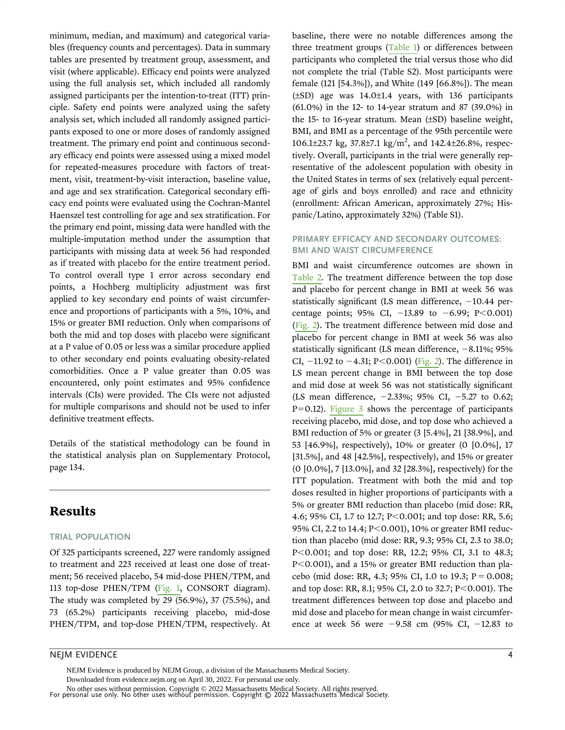minimum, median, and maximum) and categorical variables (frequency counts and percentages). Data in summary tables are presented by treatment group, assessment, and visit (where applicable). Efficacy end points were analyzed using the full analysis set, which included all randomly assigned participants per the intention-to-treat (ITT) principle. Safety end points were analyzed using the safety analysis set, which included all randomly assigned participants exposed to one or more doses of randomly assigned treatment. The primary end point and continuous secondary efficacy end points were assessed using a mixed model for repeated-measures procedure with factors of treatment, visit, treatment-by-visit interaction, baseline value, and age and sex stratification. Categorical secondary efficacy end points were evaluated using the Cochran-Mantel Haenszel test controlling for age and sex stratification. For the primary end point, missing data were handled with the multiple-imputation method under the assumption that participants with missing data at week 56 had responded as if treated with placebo for the entire treatment period. To control overall type 1 error across secondary end points, a Hochberg multiplicity adjustment was first applied to key secondary end points of waist circumference and proportions of participants with a 5%, 10%, and 15% or greater BMI reduction. Only when comparisons of both the mid and top doses with placebo were significant at a P value of 0.05 or less was a similar procedure applied to other secondary end points evaluating obesity-related comorbidities. Once a P value greater than 0.05 was encountered, only point estimates and 95% confidence intervals (CIs) were provided. The CIs were not adjusted for multiple comparisons and should not be used to infer definitive treatment effects.

Details of the statistical methodology can be found in the statistical analysis plan on Supplementary Protocol, page 134.

# Results

## TRIAL POPULATION

Of 325 participants screened, 227 were randomly assigned to treatment and 223 received at least one dose of treatment; 56 received placebo, 54 mid-dose PHEN/TPM, and 113 top-dose PHEN/TPM (Fig. 1, CONSORT diagram). The study was completed by 29 (56.9%), 37 (75.5%), and 73 (65.2%) participants receiving placebo, mid-dose PHEN/TPM, and top-dose PHEN/TPM, respectively. At baseline, there were no notable differences among the three treatment groups (Table 1) or differences between participants who completed the trial versus those who did not complete the trial (Table S2). Most participants were female (121 [54.3%]), and White (149 [66.8%]). The mean (±SD) age was 14.0±1.4 years, with 136 participants (61.0%) in the 12- to 14-year stratum and 87 (39.0%) in the 15- to 16-year stratum. Mean (±SD) baseline weight, BMI, and BMI as a percentage of the 95th percentile were 106.1±23.7 kg, 37.8±7.1 kg/m$^2$, and 142.4±26.8%, respectively. Overall, participants in the trial were generally representative of the adolescent population with obesity in the United States in terms of sex (relatively equal percentage of girls and boys enrolled) and race and ethnicity (enrollment: African American, approximately 27%; Hispanic/Latino, approximately 32%) (Table S1).

## PRIMARY EFFICACY AND SECONDARY OUTCOMES: BMI AND WAIST CIRCUMFERENCE

BMI and waist circumference outcomes are shown in Table 2. The treatment difference between the top dose and placebo for percent change in BMI at week 56 was statistically significant (LS mean difference, −10.44 percentage points; 95% CI, −13.89 to −6.99; P<0.001) (Fig. 2). The treatment difference between mid dose and placebo for percent change in BMI at week 56 was also statistically significant (LS mean difference, −8.11%; 95% CI, −11.92 to −4.31; P<0.001) (Fig. 2). The difference in LS mean percent change in BMI between the top dose and mid dose at week 56 was not statistically significant (LS mean difference, −2.33%; 95% CI, −5.27 to 0.62; P=0.12). Figure 3 shows the percentage of participants receiving placebo, mid dose, and top dose who achieved a BMI reduction of 5% or greater (3 [5.4%], 21 [38.9%], and 53 [46.9%], respectively), 10% or greater (0 [0.0%], 17 [31.5%], and 48 [42.5%], respectively), and 15% or greater (0 [0.0%], 7 [13.0%], and 32 [28.3%], respectively) for the ITT population. Treatment with both the mid and top doses resulted in higher proportions of participants with a 5% or greater BMI reduction than placebo (mid dose: RR, 4.6; 95% CI, 1.7 to 12.7; P<0.001; and top dose: RR, 5.6; 95% CI, 2.2 to 14.4; P<0.001), 10% or greater BMI reduction than placebo (mid dose: RR, 9.3; 95% CI, 2.3 to 38.0; P<0.001; and top dose: RR, 12.2; 95% CI, 3.1 to 48.3; P<0.001), and a 15% or greater BMI reduction than placebo (mid dose: RR, 4.3; 95% CI, 1.0 to 19.3; P = 0.008; and top dose: RR, 8.1; 95% CI, 2.0 to 32.7; P<0.001). The treatment differences between top dose and placebo and mid dose and placebo for mean change in waist circumference at week 56 were −9.58 cm (95% CI, −12.83 to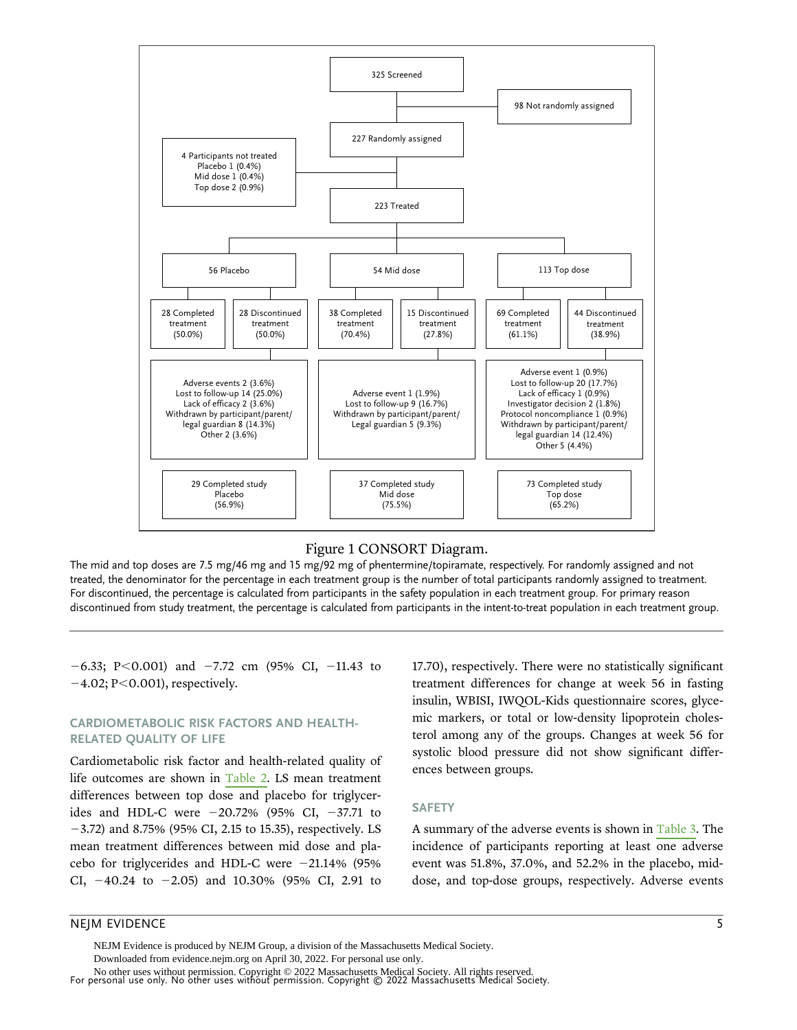325 Screened

98 Not randomly assigned

227 Randomly assigned

4 Participants not treated
Placebo 1 (0.4%)
Mid dose 1 (0.4%)
Top dose 2 (0.9%)

223 Treated

| 56 Placebo | 54 Mid dose | 113 Top dose |
|---|---|---|
| 28 Completed treatment (50.0%) | 38 Completed treatment (70.4%) | 69 Completed treatment (61.1%) |
| 28 Discontinued treatment (50.0%) | 15 Discontinued treatment (27.8%) | 44 Discontinued treatment (38.9%) |
| Adverse events 2 (3.6%)<br>Lost to follow-up 14 (25.0%)<br>Lack of efficacy 2 (3.6%)<br>Withdrawn by participant/parent/legal guardian 8 (14.3%)<br>Other 2 (3.6%) | Adverse event 1 (1.9%)<br>Lost to follow-up 9 (16.7%)<br>Withdrawn by participant/parent/Legal guardian 5 (9.3%) | Adverse event 1 (0.9%)<br>Lost to follow-up 20 (17.7%)<br>Lack of efficacy 1 (0.9%)<br>Investigator decision 2 (1.8%)<br>Protocol noncompliance 1 (0.9%)<br>Withdrawn by participant/parent/legal guardian 14 (12.4%)<br>Other 5 (4.4%) |
| 29 Completed study Placebo (56.9%) | 37 Completed study Mid dose (75.5%) | 73 Completed study Top dose (65.2%) |

Figure 1 CONSORT Diagram.

The mid and top doses are 7.5 mg/46 mg and 15 mg/92 mg of phentermine/topiramate, respectively. For randomly assigned and not treated, the denominator for the percentage in each treatment group is the number of total participants randomly assigned to treatment. For discontinued, the percentage is calculated from participants in the safety population in each treatment group. For primary reason discontinued from study treatment, the percentage is calculated from participants in the intent-to-treat population in each treatment group.

−6.33; P<0.001) and −7.72 cm (95% CI, −11.43 to −4.02; P<0.001), respectively.

## CARDIOMETABOLIC RISK FACTORS AND HEALTH-RELATED QUALITY OF LIFE

Cardiometabolic risk factor and health-related quality of life outcomes are shown in Table 2. LS mean treatment differences between top dose and placebo for triglycerides and HDL-C were −20.72% (95% CI, −37.71 to −3.72) and 8.75% (95% CI, 2.15 to 15.35), respectively. LS mean treatment differences between mid dose and placebo for triglycerides and HDL-C were −21.14% (95% CI, −40.24 to −2.05) and 10.30% (95% CI, 2.91 to 17.70), respectively. There were no statistically significant treatment differences for change at week 56 in fasting insulin, WBISI, IWQOL-Kids questionnaire scores, glycemic markers, or total or low-density lipoprotein cholesterol among any of the groups. Changes at week 56 for systolic blood pressure did not show significant differences between groups.

## SAFETY

A summary of the adverse events is shown in Table 3. The incidence of participants reporting at least one adverse event was 51.8%, 37.0%, and 52.2% in the placebo, mid-dose, and top-dose groups, respectively. Adverse events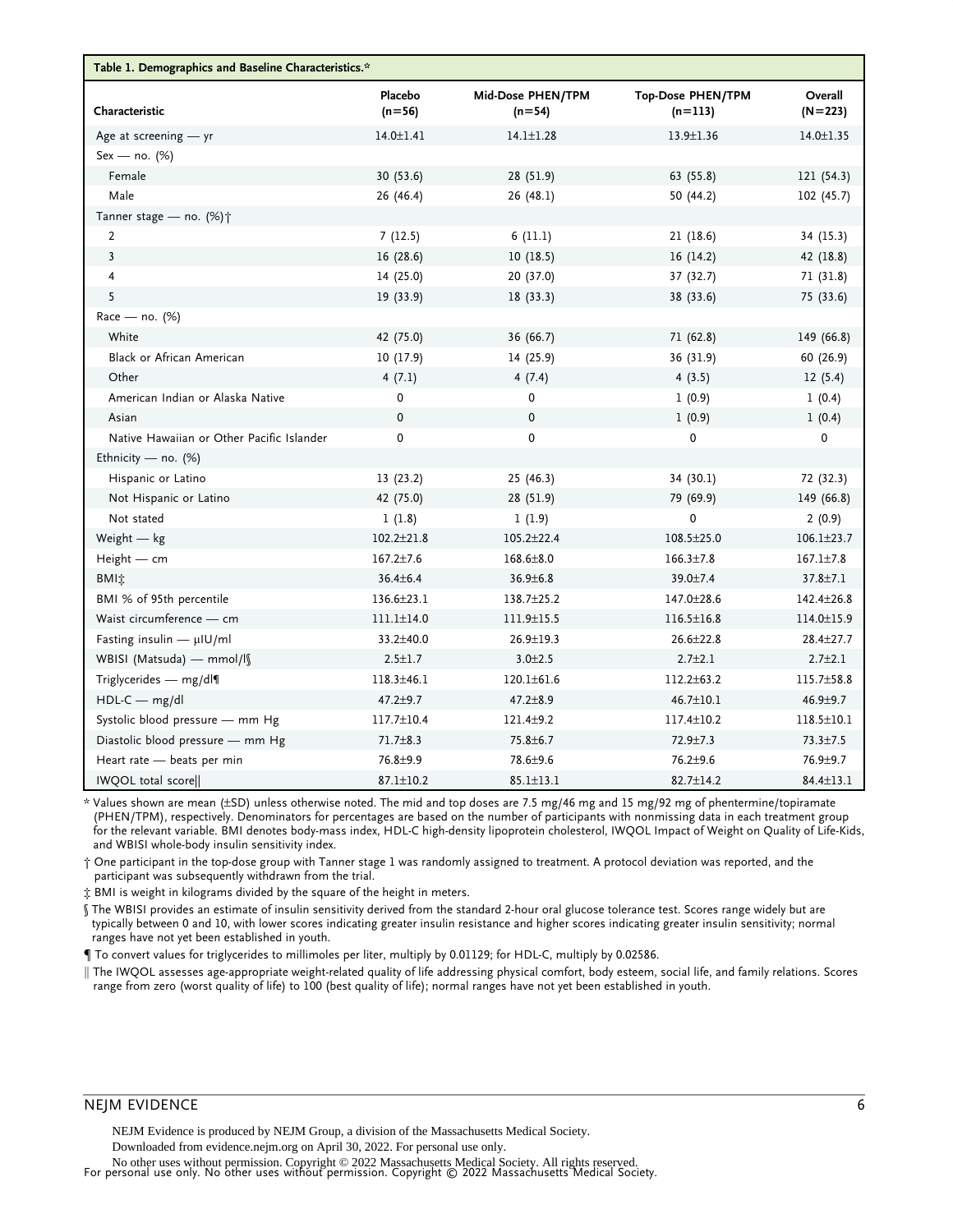**Table 1. Demographics and Baseline Characteristics.***

| Characteristic | Placebo (n=56) | Mid-Dose PHEN/TPM (n=54) | Top-Dose PHEN/TPM (n=113) | Overall (N=223) |
|---|---|---|---|---|
| Age at screening — yr | 14.0±1.41 | 14.1±1.28 | 13.9±1.36 | 14.0±1.35 |
| Sex — no. (%) | | | | |
| Female | 30 (53.6) | 28 (51.9) | 63 (55.8) | 121 (54.3) |
| Male | 26 (46.4) | 26 (48.1) | 50 (44.2) | 102 (45.7) |
| Tanner stage — no. (%)† | | | | |
| 2 | 7 (12.5) | 6 (11.1) | 21 (18.6) | 34 (15.3) |
| 3 | 16 (28.6) | 10 (18.5) | 16 (14.2) | 42 (18.8) |
| 4 | 14 (25.0) | 20 (37.0) | 37 (32.7) | 71 (31.8) |
| 5 | 19 (33.9) | 18 (33.3) | 38 (33.6) | 75 (33.6) |
| Race — no. (%) | | | | |
| White | 42 (75.0) | 36 (66.7) | 71 (62.8) | 149 (66.8) |
| Black or African American | 10 (17.9) | 14 (25.9) | 36 (31.9) | 60 (26.9) |
| Other | 4 (7.1) | 4 (7.4) | 4 (3.5) | 12 (5.4) |
| American Indian or Alaska Native | 0 | 0 | 1 (0.9) | 1 (0.4) |
| Asian | 0 | 0 | 1 (0.9) | 1 (0.4) |
| Native Hawaiian or Other Pacific Islander | 0 | 0 | 0 | 0 |
| Ethnicity — no. (%) | | | | |
| Hispanic or Latino | 13 (23.2) | 25 (46.3) | 34 (30.1) | 72 (32.3) |
| Not Hispanic or Latino | 42 (75.0) | 28 (51.9) | 79 (69.9) | 149 (66.8) |
| Not stated | 1 (1.8) | 1 (1.9) | 0 | 2 (0.9) |
| Weight — kg | 102.2±21.8 | 105.2±22.4 | 108.5±25.0 | 106.1±23.7 |
| Height — cm | 167.2±7.6 | 168.6±8.0 | 166.3±7.8 | 167.1±7.8 |
| BMI‡ | 36.4±6.4 | 36.9±6.8 | 39.0±7.4 | 37.8±7.1 |
| BMI % of 95th percentile | 136.6±23.1 | 138.7±25.2 | 147.0±28.6 | 142.4±26.8 |
| Waist circumference — cm | 111.1±14.0 | 111.9±15.5 | 116.5±16.8 | 114.0±15.9 |
| Fasting insulin — μIU/ml | 33.2±40.0 | 26.9±19.3 | 26.6±22.8 | 28.4±27.7 |
| WBISI (Matsuda) — mmol/l§ | 2.5±1.7 | 3.0±2.5 | 2.7±2.1 | 2.7±2.1 |
| Triglycerides — mg/dl¶ | 118.3±46.1 | 120.1±61.6 | 112.2±63.2 | 115.7±58.8 |
| HDL-C — mg/dl | 47.2±9.7 | 47.2±8.9 | 46.7±10.1 | 46.9±9.7 |
| Systolic blood pressure — mm Hg | 117.7±10.4 | 121.4±9.2 | 117.4±10.2 | 118.5±10.1 |
| Diastolic blood pressure — mm Hg | 71.7±8.3 | 75.8±6.7 | 72.9±7.3 | 73.3±7.5 |
| Heart rate — beats per min | 76.8±9.9 | 78.6±9.6 | 76.2±9.6 | 76.9±9.7 |
| IWQOL total score‖ | 87.1±10.2 | 85.1±13.1 | 82.7±14.2 | 84.4±13.1 |

\* Values shown are mean (±SD) unless otherwise noted. The mid and top doses are 7.5 mg/46 mg and 15 mg/92 mg of phentermine/topiramate (PHEN/TPM), respectively. Denominators for percentages are based on the number of participants with nonmissing data in each treatment group for the relevant variable. BMI denotes body-mass index, HDL-C high-density lipoprotein cholesterol, IWQOL Impact of Weight on Quality of Life-Kids, and WBISI whole-body insulin sensitivity index.

† One participant in the top-dose group with Tanner stage 1 was randomly assigned to treatment. A protocol deviation was reported, and the participant was subsequently withdrawn from the trial.

‡ BMI is weight in kilograms divided by the square of the height in meters.

§ The WBISI provides an estimate of insulin sensitivity derived from the standard 2-hour oral glucose tolerance test. Scores range widely but are typically between 0 and 10, with lower scores indicating greater insulin resistance and higher scores indicating greater insulin sensitivity; normal ranges have not yet been established in youth.

¶ To convert values for triglycerides to millimoles per liter, multiply by 0.01129; for HDL-C, multiply by 0.02586.

‖ The IWQOL assesses age-appropriate weight-related quality of life addressing physical comfort, body esteem, social life, and family relations. Scores range from zero (worst quality of life) to 100 (best quality of life); normal ranges have not yet been established in youth.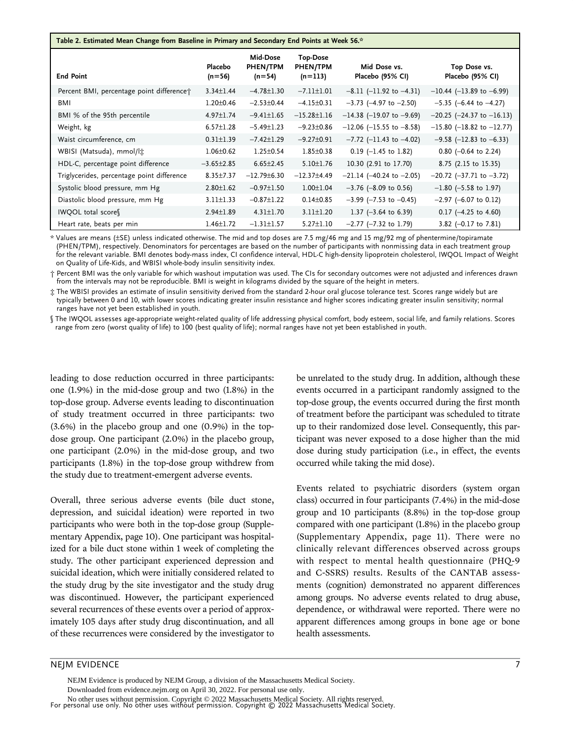**Table 2. Estimated Mean Change from Baseline in Primary and Secondary End Points at Week 56.***

| End Point | Placebo (n=56) | Mid-Dose PHEN/TPM (n=54) | Top-Dose PHEN/TPM (n=113) | Mid Dose vs. Placebo (95% CI) | Top Dose vs. Placebo (95% CI) |
|---|---|---|---|---|---|
| Percent BMI, percentage point difference† | 3.34±1.44 | −4.78±1.30 | −7.11±1.01 | −8.11 (−11.92 to −4.31) | −10.44 (−13.89 to −6.99) |
| BMI | 1.20±0.46 | −2.53±0.44 | −4.15±0.31 | −3.73 (−4.97 to −2.50) | −5.35 (−6.44 to −4.27) |
| BMI % of the 95th percentile | 4.97±1.74 | −9.41±1.65 | −15.28±1.16 | −14.38 (−19.07 to −9.69) | −20.25 (−24.37 to −16.13) |
| Weight, kg | 6.57±1.28 | −5.49±1.23 | −9.23±0.86 | −12.06 (−15.55 to −8.58) | −15.80 (−18.82 to −12.77) |
| Waist circumference, cm | 0.31±1.39 | −7.42±1.29 | −9.27±0.91 | −7.72 (−11.43 to −4.02) | −9.58 (−12.83 to −6.33) |
| WBISI (Matsuda), mmol/l‡ | 1.06±0.62 | 1.25±0.54 | 1.85±0.38 | 0.19 (−1.45 to 1.82) | 0.80 (−0.64 to 2.24) |
| HDL-C, percentage point difference | −3.65±2.85 | 6.65±2.45 | 5.10±1.76 | 10.30 (2.91 to 17.70) | 8.75 (2.15 to 15.35) |
| Triglycerides, percentage point difference | 8.35±7.37 | −12.79±6.30 | −12.37±4.49 | −21.14 (−40.24 to −2.05) | −20.72 (−37.71 to −3.72) |
| Systolic blood pressure, mm Hg | 2.80±1.62 | −0.97±1.50 | 1.00±1.04 | −3.76 (−8.09 to 0.56) | −1.80 (−5.58 to 1.97) |
| Diastolic blood pressure, mm Hg | 3.11±1.33 | −0.87±1.22 | 0.14±0.85 | −3.99 (−7.53 to −0.45) | −2.97 (−6.07 to 0.12) |
| IWQOL total score§ | 2.94±1.89 | 4.31±1.70 | 3.11±1.20 | 1.37 (−3.64 to 6.39) | 0.17 (−4.25 to 4.60) |
| Heart rate, beats per min | 1.46±1.72 | −1.31±1.57 | 5.27±1.10 | −2.77 (−7.32 to 1.79) | 3.82 (−0.17 to 7.81) |

\* Values are means (±SE) unless indicated otherwise. The mid and top doses are 7.5 mg/46 mg and 15 mg/92 mg of phentermine/topiramate (PHEN/TPM), respectively. Denominators for percentages are based on the number of participants with nonmissing data in each treatment group for the relevant variable. BMI denotes body-mass index, CI confidence interval, HDL-C high-density lipoprotein cholesterol, IWQOL Impact of Weight on Quality of Life-Kids, and WBISI whole-body insulin sensitivity index.

† Percent BMI was the only variable for which washout imputation was used. The CIs for secondary outcomes were not adjusted and inferences drawn from the intervals may not be reproducible. BMI is weight in kilograms divided by the square of the height in meters.

‡ The WBISI provides an estimate of insulin sensitivity derived from the standard 2-hour oral glucose tolerance test. Scores range widely but are typically between 0 and 10, with lower scores indicating greater insulin resistance and higher scores indicating greater insulin sensitivity; normal ranges have not yet been established in youth.

§ The IWQOL assesses age-appropriate weight-related quality of life addressing physical comfort, body esteem, social life, and family relations. Scores range from zero (worst quality of life) to 100 (best quality of life); normal ranges have not yet been established in youth.

leading to dose reduction occurred in three participants: one (1.9%) in the mid-dose group and two (1.8%) in the top-dose group. Adverse events leading to discontinuation of study treatment occurred in three participants: two (3.6%) in the placebo group and one (0.9%) in the top-dose group. One participant (2.0%) in the placebo group, one participant (2.0%) in the mid-dose group, and two participants (1.8%) in the top-dose group withdrew from the study due to treatment-emergent adverse events.

Overall, three serious adverse events (bile duct stone, depression, and suicidal ideation) were reported in two participants who were both in the top-dose group (Supplementary Appendix, page 10). One participant was hospitalized for a bile duct stone within 1 week of completing the study. The other participant experienced depression and suicidal ideation, which were initially considered related to the study drug by the site investigator and the study drug was discontinued. However, the participant experienced several recurrences of these events over a period of approximately 105 days after study drug discontinuation, and all of these recurrences were considered by the investigator to be unrelated to the study drug. In addition, although these events occurred in a participant randomly assigned to the top-dose group, the events occurred during the first month of treatment before the participant was scheduled to titrate up to their randomized dose level. Consequently, this participant was never exposed to a dose higher than the mid dose during study participation (i.e., in effect, the events occurred while taking the mid dose).

Events related to psychiatric disorders (system organ class) occurred in four participants (7.4%) in the mid-dose group and 10 participants (8.8%) in the top-dose group compared with one participant (1.8%) in the placebo group (Supplementary Appendix, page 11). There were no clinically relevant differences observed across groups with respect to mental health questionnaire (PHQ-9 and C-SSRS) results. Results of the CANTAB assessments (cognition) demonstrated no apparent differences among groups. No adverse events related to drug abuse, dependence, or withdrawal were reported. There were no apparent differences among groups in bone age or bone health assessments.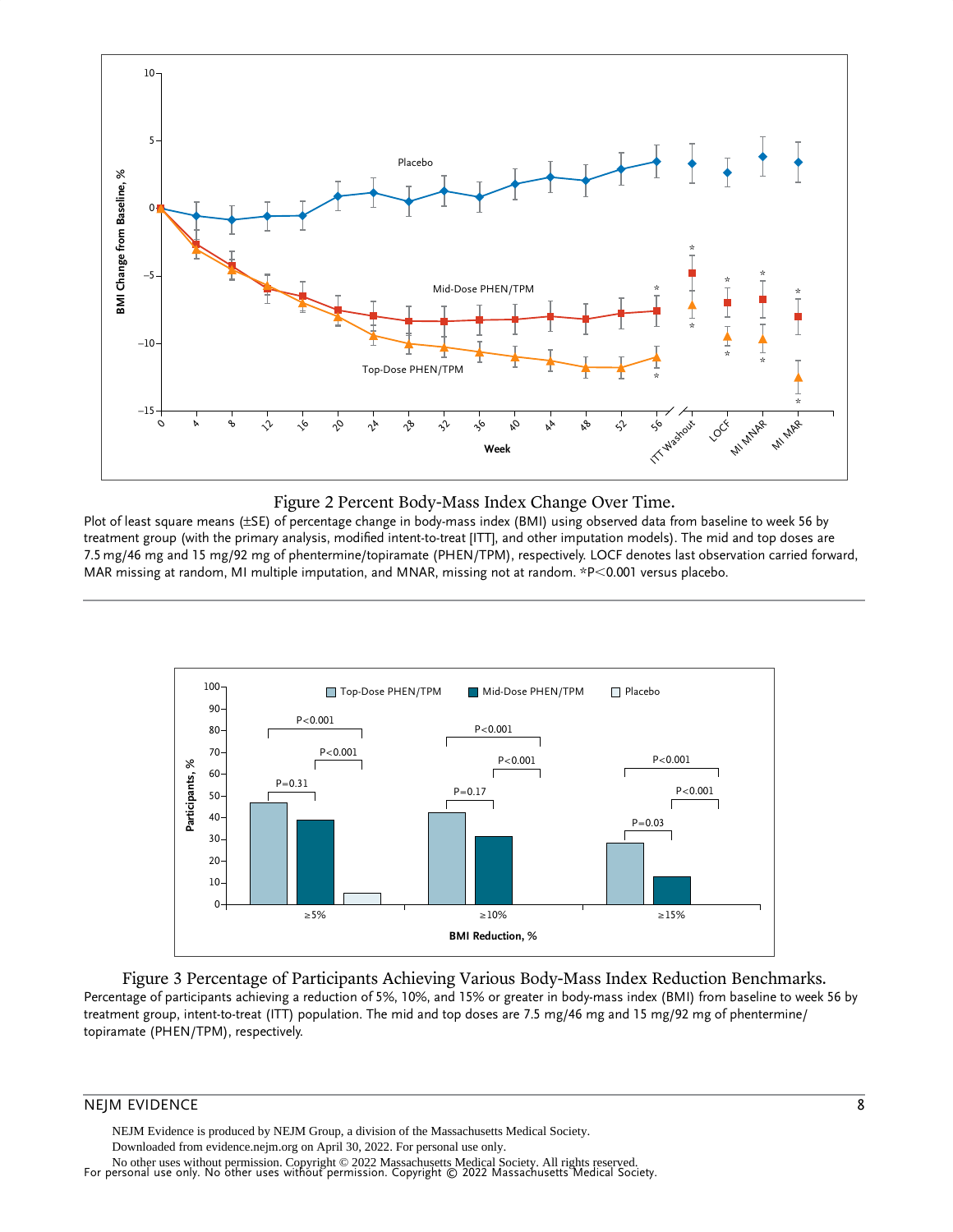Figure 2 Percent Body-Mass Index Change Over Time.

Plot of least square means (±SE) of percentage change in body-mass index (BMI) using observed data from baseline to week 56 by treatment group (with the primary analysis, modified intent-to-treat [ITT], and other imputation models). The mid and top doses are 7.5 mg/46 mg and 15 mg/92 mg of phentermine/topiramate (PHEN/TPM), respectively. LOCF denotes last observation carried forward, MAR missing at random, MI multiple imputation, and MNAR, missing not at random. *P<0.001 versus placebo.

Figure 3 Percentage of Participants Achieving Various Body-Mass Index Reduction Benchmarks.

Percentage of participants achieving a reduction of 5%, 10%, and 15% or greater in body-mass index (BMI) from baseline to week 56 by treatment group, intent-to-treat (ITT) population. The mid and top doses are 7.5 mg/46 mg and 15 mg/92 mg of phentermine/topiramate (PHEN/TPM), respectively.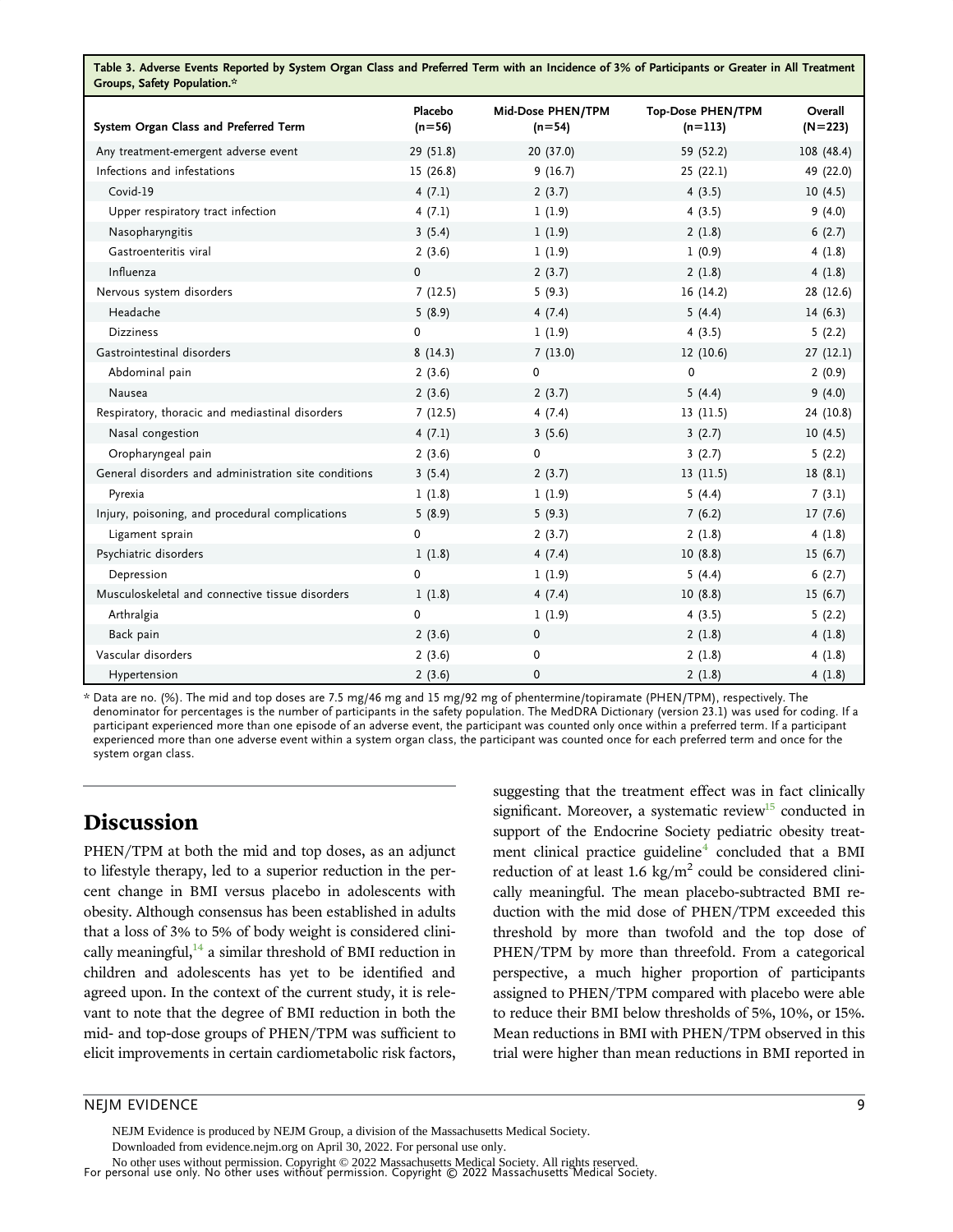**Table 3. Adverse Events Reported by System Organ Class and Preferred Term with an Incidence of 3% of Participants or Greater in All Treatment Groups, Safety Population.***

| System Organ Class and Preferred Term | Placebo (n=56) | Mid-Dose PHEN/TPM (n=54) | Top-Dose PHEN/TPM (n=113) | Overall (N=223) |
|---|---|---|---|---|
| Any treatment-emergent adverse event | 29 (51.8) | 20 (37.0) | 59 (52.2) | 108 (48.4) |
| Infections and infestations | 15 (26.8) | 9 (16.7) | 25 (22.1) | 49 (22.0) |
| Covid-19 | 4 (7.1) | 2 (3.7) | 4 (3.5) | 10 (4.5) |
| Upper respiratory tract infection | 4 (7.1) | 1 (1.9) | 4 (3.5) | 9 (4.0) |
| Nasopharyngitis | 3 (5.4) | 1 (1.9) | 2 (1.8) | 6 (2.7) |
| Gastroenteritis viral | 2 (3.6) | 1 (1.9) | 1 (0.9) | 4 (1.8) |
| Influenza | 0 | 2 (3.7) | 2 (1.8) | 4 (1.8) |
| Nervous system disorders | 7 (12.5) | 5 (9.3) | 16 (14.2) | 28 (12.6) |
| Headache | 5 (8.9) | 4 (7.4) | 5 (4.4) | 14 (6.3) |
| Dizziness | 0 | 1 (1.9) | 4 (3.5) | 5 (2.2) |
| Gastrointestinal disorders | 8 (14.3) | 7 (13.0) | 12 (10.6) | 27 (12.1) |
| Abdominal pain | 2 (3.6) | 0 | 0 | 2 (0.9) |
| Nausea | 2 (3.6) | 2 (3.7) | 5 (4.4) | 9 (4.0) |
| Respiratory, thoracic and mediastinal disorders | 7 (12.5) | 4 (7.4) | 13 (11.5) | 24 (10.8) |
| Nasal congestion | 4 (7.1) | 3 (5.6) | 3 (2.7) | 10 (4.5) |
| Oropharyngeal pain | 2 (3.6) | 0 | 3 (2.7) | 5 (2.2) |
| General disorders and administration site conditions | 3 (5.4) | 2 (3.7) | 13 (11.5) | 18 (8.1) |
| Pyrexia | 1 (1.8) | 1 (1.9) | 5 (4.4) | 7 (3.1) |
| Injury, poisoning, and procedural complications | 5 (8.9) | 5 (9.3) | 7 (6.2) | 17 (7.6) |
| Ligament sprain | 0 | 2 (3.7) | 2 (1.8) | 4 (1.8) |
| Psychiatric disorders | 1 (1.8) | 4 (7.4) | 10 (8.8) | 15 (6.7) |
| Depression | 0 | 1 (1.9) | 5 (4.4) | 6 (2.7) |
| Musculoskeletal and connective tissue disorders | 1 (1.8) | 4 (7.4) | 10 (8.8) | 15 (6.7) |
| Arthralgia | 0 | 1 (1.9) | 4 (3.5) | 5 (2.2) |
| Back pain | 2 (3.6) | 0 | 2 (1.8) | 4 (1.8) |
| Vascular disorders | 2 (3.6) | 0 | 2 (1.8) | 4 (1.8) |
| Hypertension | 2 (3.6) | 0 | 2 (1.8) | 4 (1.8) |

\* Data are no. (%). The mid and top doses are 7.5 mg/46 mg and 15 mg/92 mg of phentermine/topiramate (PHEN/TPM), respectively. The denominator for percentages is the number of participants in the safety population. The MedDRA Dictionary (version 23.1) was used for coding. If a participant experienced more than one episode of an adverse event, the participant was counted only once within a preferred term. If a participant experienced more than one adverse event within a system organ class, the participant was counted once for each preferred term and once for the system organ class.

## Discussion

PHEN/TPM at both the mid and top doses, as an adjunct to lifestyle therapy, led to a superior reduction in the percent change in BMI versus placebo in adolescents with obesity. Although consensus has been established in adults that a loss of 3% to 5% of body weight is considered clinically meaningful,[14] a similar threshold of BMI reduction in children and adolescents has yet to be identified and agreed upon. In the context of the current study, it is relevant to note that the degree of BMI reduction in both the mid- and top-dose groups of PHEN/TPM was sufficient to elicit improvements in certain cardiometabolic risk factors, suggesting that the treatment effect was in fact clinically significant. Moreover, a systematic review[15] conducted in support of the Endocrine Society pediatric obesity treatment clinical practice guideline[4] concluded that a BMI reduction of at least 1.6 $kg/m^2$ could be considered clinically meaningful. The mean placebo-subtracted BMI reduction with the mid dose of PHEN/TPM exceeded this threshold by more than twofold and the top dose of PHEN/TPM by more than threefold. From a categorical perspective, a much higher proportion of participants assigned to PHEN/TPM compared with placebo were able to reduce their BMI below thresholds of 5%, 10%, or 15%. Mean reductions in BMI with PHEN/TPM observed in this trial were higher than mean reductions in BMI reported in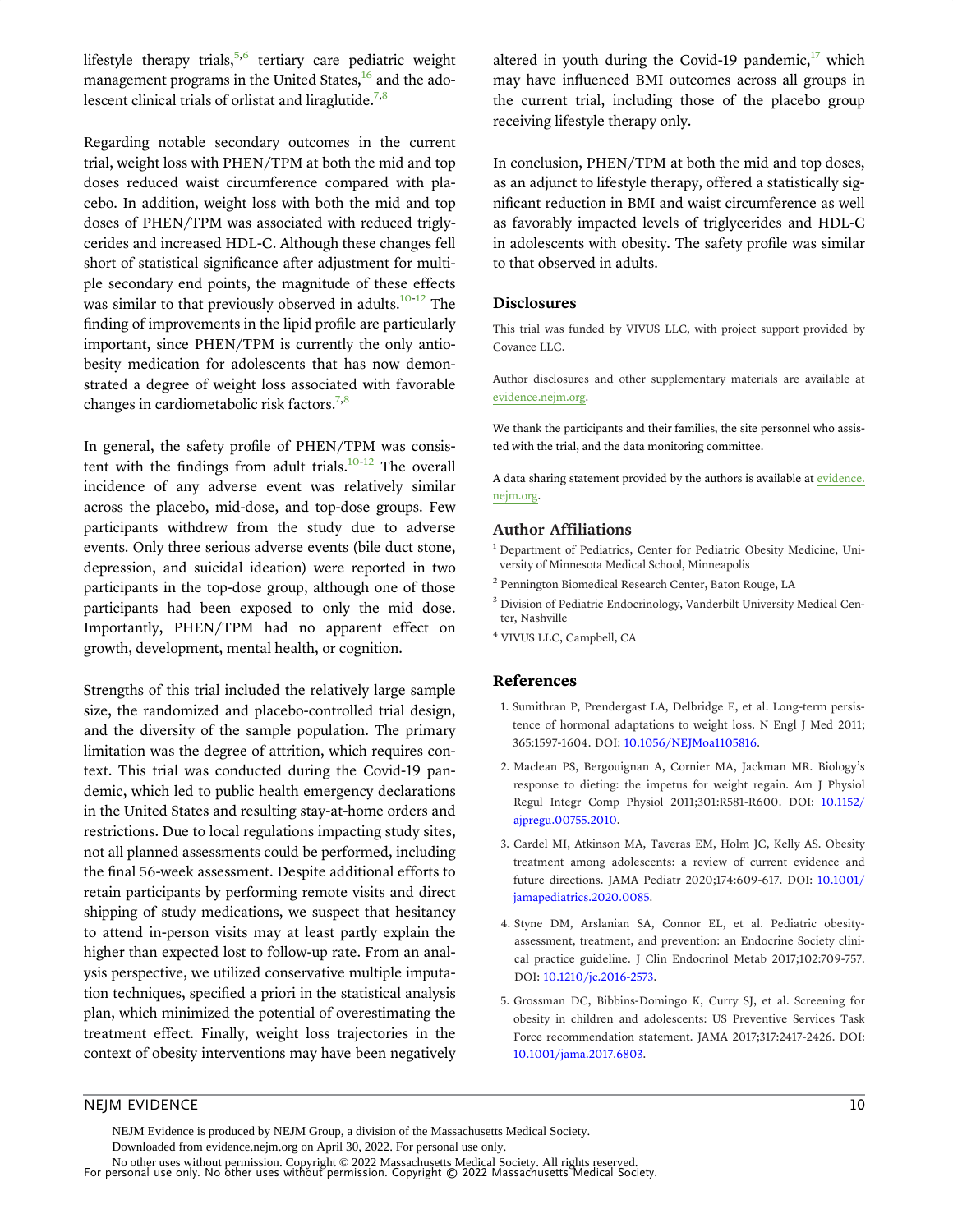lifestyle therapy trials,[5,6] tertiary care pediatric weight management programs in the United States,[16] and the adolescent clinical trials of orlistat and liraglutide.[7,8]

Regarding notable secondary outcomes in the current trial, weight loss with PHEN/TPM at both the mid and top doses reduced waist circumference compared with placebo. In addition, weight loss with both the mid and top doses of PHEN/TPM was associated with reduced triglycerides and increased HDL-C. Although these changes fell short of statistical significance after adjustment for multiple secondary end points, the magnitude of these effects was similar to that previously observed in adults.[10-12] The finding of improvements in the lipid profile are particularly important, since PHEN/TPM is currently the only antiobesity medication for adolescents that has now demonstrated a degree of weight loss associated with favorable changes in cardiometabolic risk factors.[7,8]

In general, the safety profile of PHEN/TPM was consistent with the findings from adult trials.[10-12] The overall incidence of any adverse event was relatively similar across the placebo, mid-dose, and top-dose groups. Few participants withdrew from the study due to adverse events. Only three serious adverse events (bile duct stone, depression, and suicidal ideation) were reported in two participants in the top-dose group, although one of those participants had been exposed to only the mid dose. Importantly, PHEN/TPM had no apparent effect on growth, development, mental health, or cognition.

Strengths of this trial included the relatively large sample size, the randomized and placebo-controlled trial design, and the diversity of the sample population. The primary limitation was the degree of attrition, which requires context. This trial was conducted during the Covid-19 pandemic, which led to public health emergency declarations in the United States and resulting stay-at-home orders and restrictions. Due to local regulations impacting study sites, not all planned assessments could be performed, including the final 56-week assessment. Despite additional efforts to retain participants by performing remote visits and direct shipping of study medications, we suspect that hesitancy to attend in-person visits may at least partly explain the higher than expected lost to follow-up rate. From an analysis perspective, we utilized conservative multiple imputation techniques, specified a priori in the statistical analysis plan, which minimized the potential of overestimating the treatment effect. Finally, weight loss trajectories in the context of obesity interventions may have been negatively altered in youth during the Covid-19 pandemic,[17] which may have influenced BMI outcomes across all groups in the current trial, including those of the placebo group receiving lifestyle therapy only.

In conclusion, PHEN/TPM at both the mid and top doses, as an adjunct to lifestyle therapy, offered a statistically significant reduction in BMI and waist circumference as well as favorably impacted levels of triglycerides and HDL-C in adolescents with obesity. The safety profile was similar to that observed in adults.

## Disclosures

This trial was funded by VIVUS LLC, with project support provided by Covance LLC.

Author disclosures and other supplementary materials are available at evidence.nejm.org.

We thank the participants and their families, the site personnel who assisted with the trial, and the data monitoring committee.

A data sharing statement provided by the authors is available at evidence.nejm.org.

## Author Affiliations

[1] Department of Pediatrics, Center for Pediatric Obesity Medicine, University of Minnesota Medical School, Minneapolis

[2] Pennington Biomedical Research Center, Baton Rouge, LA

[3] Division of Pediatric Endocrinology, Vanderbilt University Medical Center, Nashville

[4] VIVUS LLC, Campbell, CA

## References

1. Sumithran P, Prendergast LA, Delbridge E, et al. Long-term persistence of hormonal adaptations to weight loss. N Engl J Med 2011; 365:1597-1604. DOI: 10.1056/NEJMoa1105816.
2. Maclean PS, Bergouignan A, Cornier MA, Jackman MR. Biology's response to dieting: the impetus for weight regain. Am J Physiol Regul Integr Comp Physiol 2011;301:R581-R600. DOI: 10.1152/ajpregu.00755.2010.
3. Cardel MI, Atkinson MA, Taveras EM, Holm JC, Kelly AS. Obesity treatment among adolescents: a review of current evidence and future directions. JAMA Pediatr 2020;174:609-617. DOI: 10.1001/jamapediatrics.2020.0085.
4. Styne DM, Arslanian SA, Connor EL, et al. Pediatric obesity-assessment, treatment, and prevention: an Endocrine Society clinical practice guideline. J Clin Endocrinol Metab 2017;102:709-757. DOI: 10.1210/jc.2016-2573.
5. Grossman DC, Bibbins-Domingo K, Curry SJ, et al. Screening for obesity in children and adolescents: US Preventive Services Task Force recommendation statement. JAMA 2017;317:2417-2426. DOI: 10.1001/jama.2017.6803.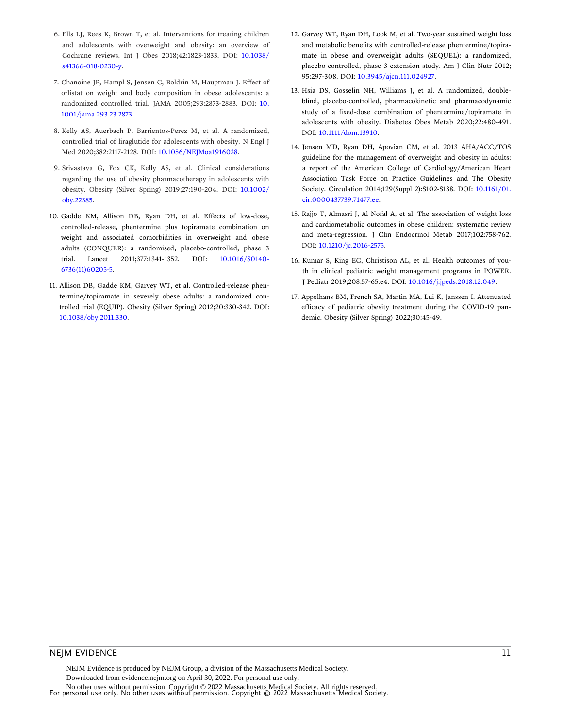6. Ells LJ, Rees K, Brown T, et al. Interventions for treating children and adolescents with overweight and obesity: an overview of Cochrane reviews. Int J Obes 2018;42:1823-1833. DOI: 10.1038/s41366-018-0230-y.

7. Chanoine JP, Hampl S, Jensen C, Boldrin M, Hauptman J. Effect of orlistat on weight and body composition in obese adolescents: a randomized controlled trial. JAMA 2005;293:2873-2883. DOI: 10.1001/jama.293.23.2873.

8. Kelly AS, Auerbach P, Barrientos-Perez M, et al. A randomized, controlled trial of liraglutide for adolescents with obesity. N Engl J Med 2020;382:2117-2128. DOI: 10.1056/NEJMoa1916038.

9. Srivastava G, Fox CK, Kelly AS, et al. Clinical considerations regarding the use of obesity pharmacotherapy in adolescents with obesity. Obesity (Silver Spring) 2019;27:190-204. DOI: 10.1002/oby.22385.

10. Gadde KM, Allison DB, Ryan DH, et al. Effects of low-dose, controlled-release, phentermine plus topiramate combination on weight and associated comorbidities in overweight and obese adults (CONQUER): a randomised, placebo-controlled, phase 3 trial. Lancet 2011;377:1341-1352. DOI: 10.1016/S0140-6736(11)60205-5.

11. Allison DB, Gadde KM, Garvey WT, et al. Controlled-release phentermine/topiramate in severely obese adults: a randomized controlled trial (EQUIP). Obesity (Silver Spring) 2012;20:330-342. DOI: 10.1038/oby.2011.330.

12. Garvey WT, Ryan DH, Look M, et al. Two-year sustained weight loss and metabolic benefits with controlled-release phentermine/topiramate in obese and overweight adults (SEQUEL): a randomized, placebo-controlled, phase 3 extension study. Am J Clin Nutr 2012; 95:297-308. DOI: 10.3945/ajcn.111.024927.

13. Hsia DS, Gosselin NH, Williams J, et al. A randomized, double-blind, placebo-controlled, pharmacokinetic and pharmacodynamic study of a fixed-dose combination of phentermine/topiramate in adolescents with obesity. Diabetes Obes Metab 2020;22:480-491. DOI: 10.1111/dom.13910.

14. Jensen MD, Ryan DH, Apovian CM, et al. 2013 AHA/ACC/TOS guideline for the management of overweight and obesity in adults: a report of the American College of Cardiology/American Heart Association Task Force on Practice Guidelines and The Obesity Society. Circulation 2014;129(Suppl 2):S102-S138. DOI: 10.1161/01.cir.0000437739.71477.ee.

15. Rajjo T, Almasri J, Al Nofal A, et al. The association of weight loss and cardiometabolic outcomes in obese children: systematic review and meta-regression. J Clin Endocrinol Metab 2017;102:758-762. DOI: 10.1210/jc.2016-2575.

16. Kumar S, King EC, Christison AL, et al. Health outcomes of youth in clinical pediatric weight management programs in POWER. J Pediatr 2019;208:57-65.e4. DOI: 10.1016/j.jpeds.2018.12.049.

17. Appelhans BM, French SA, Martin MA, Lui K, Janssen I. Attenuated efficacy of pediatric obesity treatment during the COVID-19 pandemic. Obesity (Silver Spring) 2022;30:45-49.